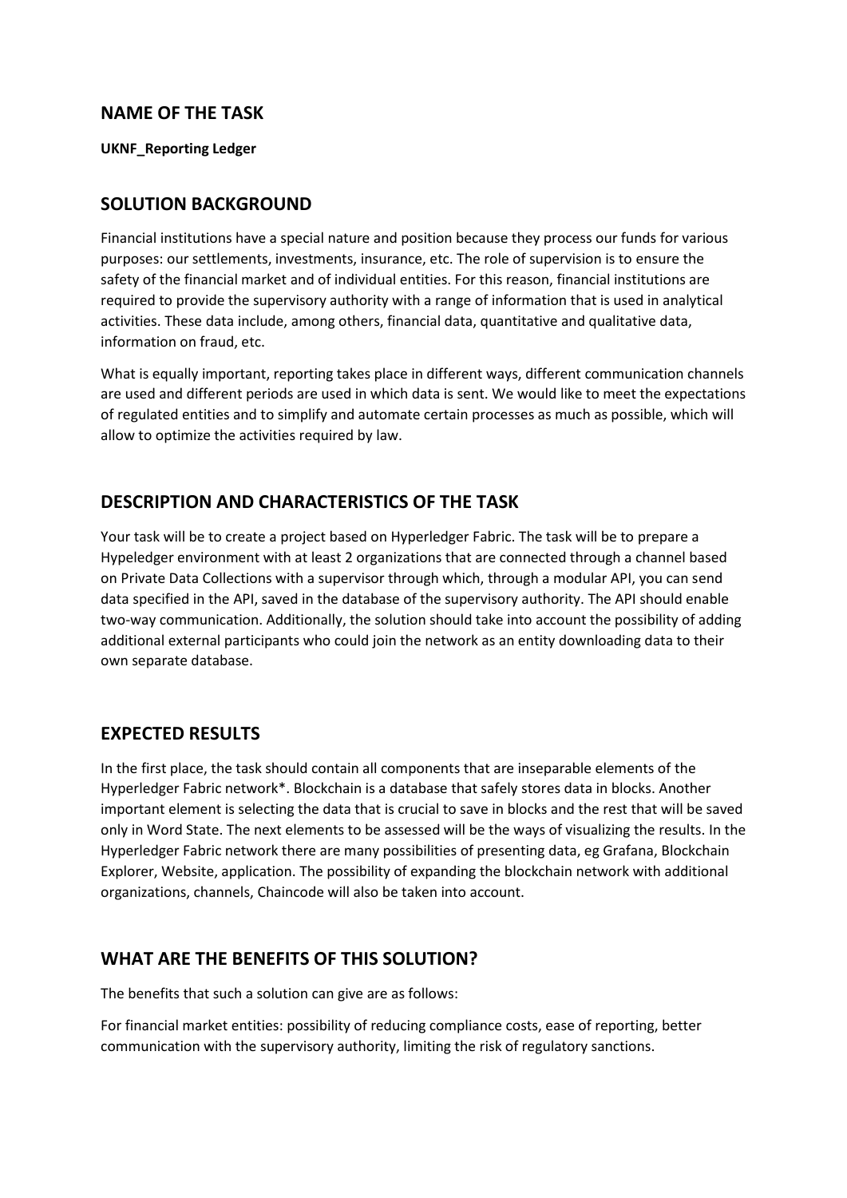## NAME OF THE TASK

**UKNF_Reporting Ledger**

## SOLUTION BACKGROUND

Financial institutions have a special nature and position because they process our funds for various purposes: our settlements, investments, insurance, etc. The role of supervision is to ensure the safety of the financial market and of individual entities. For this reason, financial institutions are required to provide the supervisory authority with a range of information that is used in analytical activities. These data include, among others, financial data, quantitative and qualitative data, information on fraud, etc.

What is equally important, reporting takes place in different ways, different communication channels are used and different periods are used in which data is sent. We would like to meet the expectations of regulated entities and to simplify and automate certain processes as much as possible, which will allow to optimize the activities required by law.

## DESCRIPTION AND CHARACTERISTICS OF THE TASK

Your task will be to create a project based on Hyperledger Fabric. The task will be to prepare a Hypeledger environment with at least 2 organizations that are connected through a channel based on Private Data Collections with a supervisor through which, through a modular API, you can send data specified in the API, saved in the database of the supervisory authority. The API should enable two-way communication. Additionally, the solution should take into account the possibility of adding additional external participants who could join the network as an entity downloading data to their own separate database.

## EXPECTED RESULTS

In the first place, the task should contain all components that are inseparable elements of the Hyperledger Fabric network*. Blockchain is a database that safely stores data in blocks. Another important element is selecting the data that is crucial to save in blocks and the rest that will be saved only in Word State. The next elements to be assessed will be the ways of visualizing the results. In the Hyperledger Fabric network there are many possibilities of presenting data, eg Grafana, Blockchain Explorer, Website, application. The possibility of expanding the blockchain network with additional organizations, channels, Chaincode will also be taken into account.

## WHAT ARE THE BENEFITS OF THIS SOLUTION?

The benefits that such a solution can give are as follows:

For financial market entities: possibility of reducing compliance costs, ease of reporting, better communication with the supervisory authority, limiting the risk of regulatory sanctions.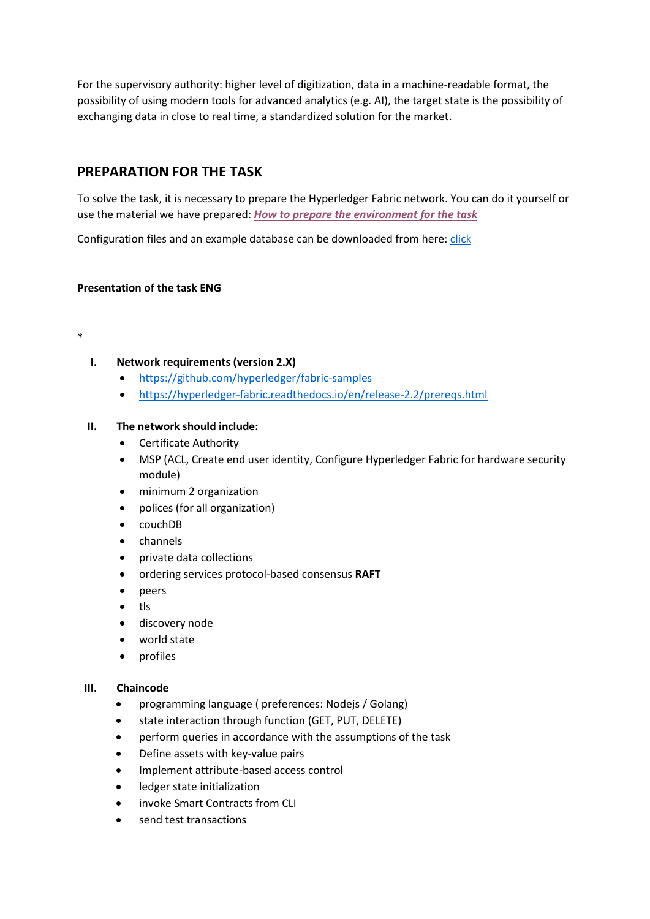For the supervisory authority: higher level of digitization, data in a machine-readable format, the possibility of using modern tools for advanced analytics (e.g. AI), the target state is the possibility of exchanging data in close to real time, a standardized solution for the market.

## PREPARATION FOR THE TASK

To solve the task, it is necessary to prepare the Hyperledger Fabric network. You can do it yourself or use the material we have prepared: ***How to prepare the environment for the task***

Configuration files and an example database can be downloaded from here: click

**Presentation of the task ENG**

*

I. **Network requirements (version 2.X)**
   - https://github.com/hyperledger/fabric-samples
   - https://hyperledger-fabric.readthedocs.io/en/release-2.2/prereqs.html

II. **The network should include:**
   - Certificate Authority
   - MSP (ACL, Create end user identity, Configure Hyperledger Fabric for hardware security module)
   - minimum 2 organization
   - polices (for all organization)
   - couchDB
   - channels
   - private data collections
   - ordering services protocol-based consensus **RAFT**
   - peers
   - tls
   - discovery node
   - world state
   - profiles

III. **Chaincode**
   - programming language ( preferences: Nodejs / Golang)
   - state interaction through function (GET, PUT, DELETE)
   - perform queries in accordance with the assumptions of the task
   - Define assets with key-value pairs
   - Implement attribute-based access control
   - ledger state initialization
   - invoke Smart Contracts from CLI
   - send test transactions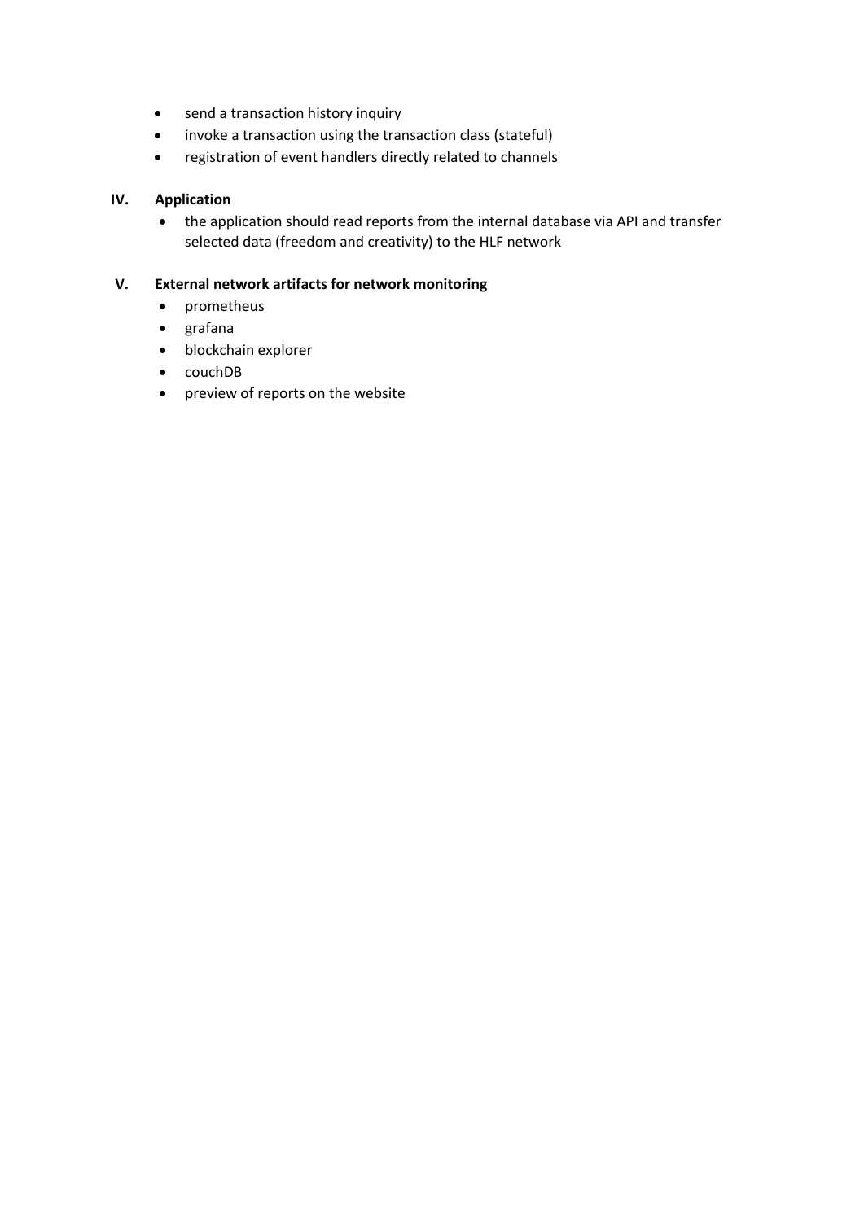- send a transaction history inquiry
- invoke a transaction using the transaction class (stateful)
- registration of event handlers directly related to channels

## IV. Application

- the application should read reports from the internal database via API and transfer selected data (freedom and creativity) to the HLF network

## V. External network artifacts for network monitoring

- prometheus
- grafana
- blockchain explorer
- couchDB
- preview of reports on the website